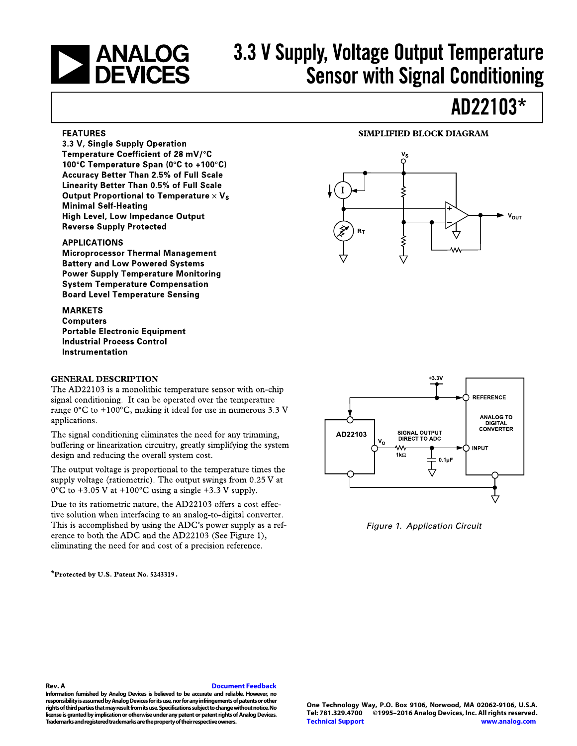# 3.3 V Supply, Voltage Output Temperature Sensor with Signal Conditioning

## AD22103*

### FEATURES

- 3.3 V, Single Supply Operation
- Temperature Coefficient of 28 mV/°C
- 100°C Temperature Span (0°C to +100°C)
- Accuracy Better Than 2.5% of Full Scale
- Linearity Better Than 0.5% of Full Scale
- Output Proportional to Temperature × $V_S$
- Minimal Self-Heating
- High Level, Low Impedance Output
- Reverse Supply Protected

### APPLICATIONS

- Microprocessor Thermal Management
- Battery and Low Powered Systems
- Power Supply Temperature Monitoring
- System Temperature Compensation
- Board Level Temperature Sensing

### MARKETS

- Computers
- Portable Electronic Equipment
- Industrial Process Control
- Instrumentation

### SIMPLIFIED BLOCK DIAGRAM

### GENERAL DESCRIPTION

The AD22103 is a monolithic temperature sensor with on-chip signal conditioning. It can be operated over the temperature range 0°C to +100°C, making it ideal for use in numerous 3.3 V applications.

The signal conditioning eliminates the need for any trimming, buffering or linearization circuitry, greatly simplifying the system design and reducing the overall system cost.

The output voltage is proportional to the temperature times the supply voltage (ratiometric). The output swings from 0.25 V at 0°C to +3.05 V at +100°C using a single +3.3 V supply.

Due to its ratiometric nature, the AD22103 offers a cost effective solution when interfacing to an analog-to-digital converter. This is accomplished by using the ADC's power supply as a reference to both the ADC and the AD22103 (See Figure 1), eliminating the need for and cost of a precision reference.

*Figure 1. Application Circuit*

*Protected by U.S. Patent No. 5243319.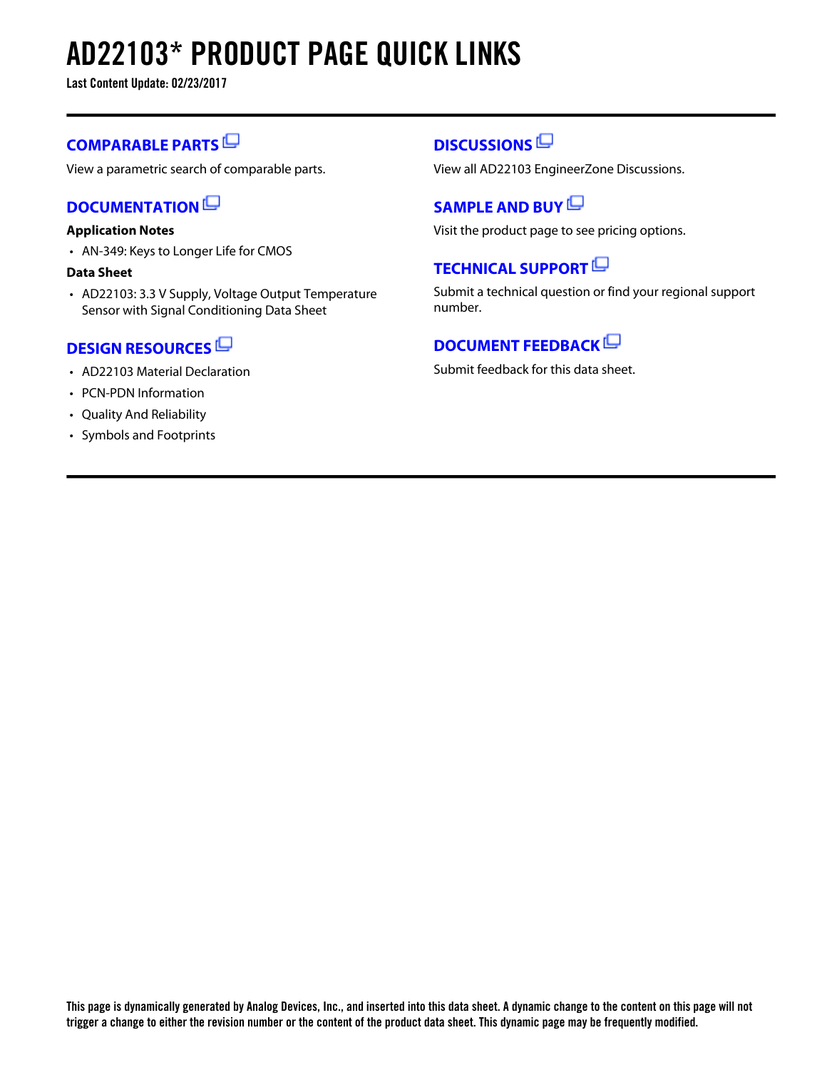# AD22103* PRODUCT PAGE QUICK LINKS

**Last Content Update: 02/23/2017**

## COMPARABLE PARTS

View a parametric search of comparable parts.

## DOCUMENTATION

**Application Notes**

- AN-349: Keys to Longer Life for CMOS

**Data Sheet**

- AD22103: 3.3 V Supply, Voltage Output Temperature Sensor with Signal Conditioning Data Sheet

## DESIGN RESOURCES

- AD22103 Material Declaration
- PCN-PDN Information
- Quality And Reliability
- Symbols and Footprints

## DISCUSSIONS

View all AD22103 EngineerZone Discussions.

## SAMPLE AND BUY

Visit the product page to see pricing options.

## TECHNICAL SUPPORT

Submit a technical question or find your regional support number.

## DOCUMENT FEEDBACK

Submit feedback for this data sheet.

**This page is dynamically generated by Analog Devices, Inc., and inserted into this data sheet. A dynamic change to the content on this page will not trigger a change to either the revision number or the content of the product data sheet. This dynamic page may be frequently modified.**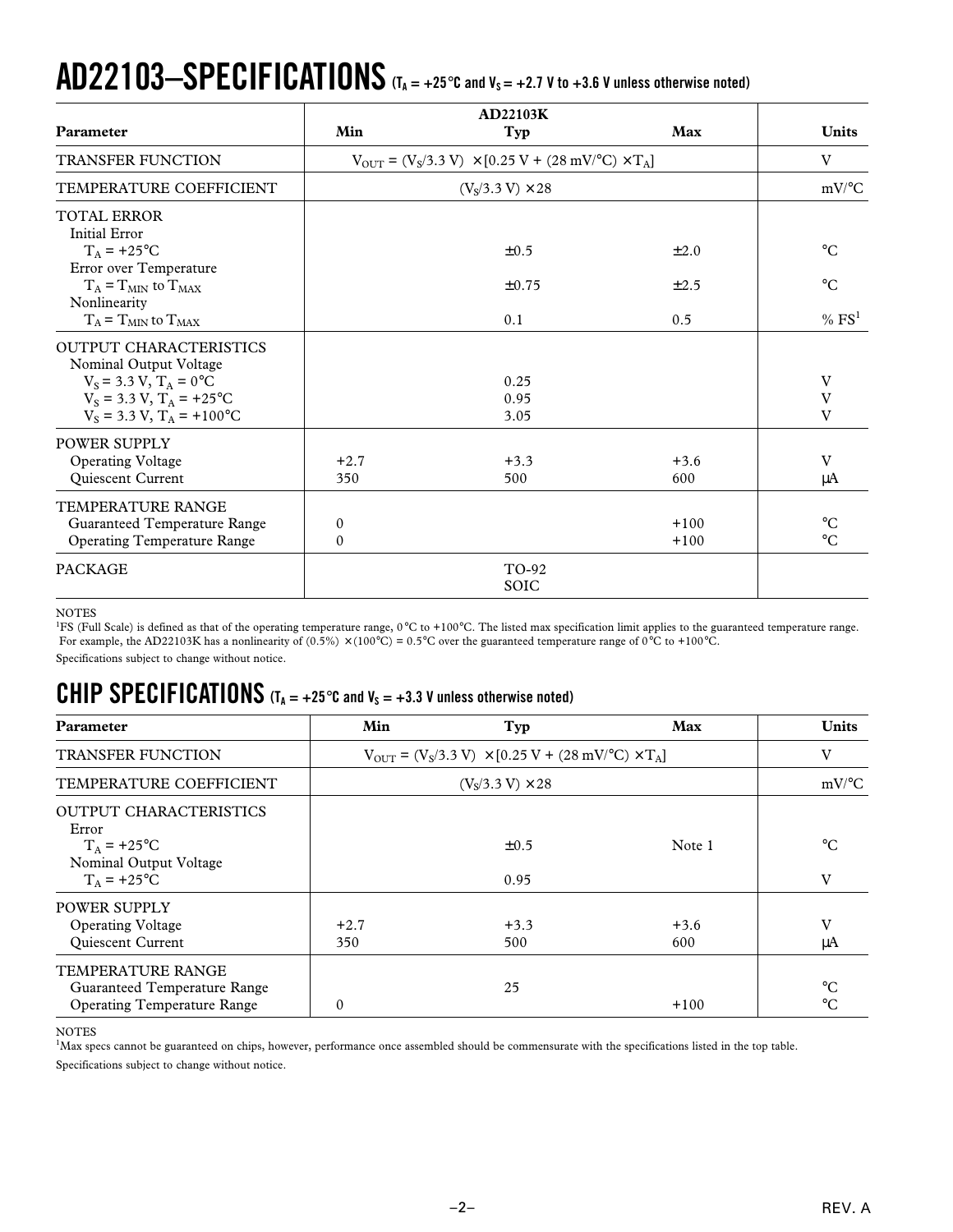# AD22103–SPECIFICATIONS ($T_A$ = +25°C and $V_S$ = +2.7 V to +3.6 V unless otherwise noted)

| Parameter | AD22103K Min | Typ | Max | Units |
|---|---|---|---|---|
| TRANSFER FUNCTION | | $V_{OUT} = (V_S/3.3\ V) \times [0.25\ V + (28\ mV/°C) \times T_A]$ | | V |
| TEMPERATURE COEFFICIENT | | $(V_S/3.3\ V) \times 28$ | | mV/°C |
| TOTAL ERROR | | | | |
| Initial Error | | | | |
| $T_A$ = +25°C | | ±0.5 | ±2.0 | °C |
| Error over Temperature | | | | |
| $T_A = T_{MIN}$ to $T_{MAX}$ | | ±0.75 | ±2.5 | °C |
| Nonlinearity | | | | |
| $T_A = T_{MIN}$ to $T_{MAX}$ | | 0.1 | 0.5 | % FS[1] |
| OUTPUT CHARACTERISTICS | | | | |
| Nominal Output Voltage | | | | |
| $V_S$ = 3.3 V, $T_A$ = 0°C | | 0.25 | | V |
| $V_S$ = 3.3 V, $T_A$ = +25°C | | 0.95 | | V |
| $V_S$ = 3.3 V, $T_A$ = +100°C | | 3.05 | | V |
| POWER SUPPLY | | | | |
| Operating Voltage | +2.7 | +3.3 | +3.6 | V |
| Quiescent Current | 350 | 500 | 600 | µA |
| TEMPERATURE RANGE | | | | |
| Guaranteed Temperature Range | 0 | | +100 | °C |
| Operating Temperature Range | 0 | | +100 | °C |
| PACKAGE | | TO-92<br>SOIC | | |

NOTES

[1]FS (Full Scale) is defined as that of the operating temperature range, 0°C to +100°C. The listed max specification limit applies to the guaranteed temperature range. For example, the AD22103K has a nonlinearity of (0.5%) × (100°C) = 0.5°C over the guaranteed temperature range of 0°C to +100°C.

Specifications subject to change without notice.

# CHIP SPECIFICATIONS ($T_A$ = +25°C and $V_S$ = +3.3 V unless otherwise noted)

| Parameter | Min | Typ | Max | Units |
|---|---|---|---|---|
| TRANSFER FUNCTION | | $V_{OUT} = (V_S/3.3\ V) \times [0.25\ V + (28\ mV/°C) \times T_A]$ | | V |
| TEMPERATURE COEFFICIENT | | $(V_S/3.3\ V) \times 28$ | | mV/°C |
| OUTPUT CHARACTERISTICS | | | | |
| Error | | | | |
| $T_A$ = +25°C | | ±0.5 | Note 1 | °C |
| Nominal Output Voltage | | | | |
| $T_A$ = +25°C | | 0.95 | | V |
| POWER SUPPLY | | | | |
| Operating Voltage | +2.7 | +3.3 | +3.6 | V |
| Quiescent Current | 350 | 500 | 600 | µA |
| TEMPERATURE RANGE | | | | |
| Guaranteed Temperature Range | | 25 | | °C |
| Operating Temperature Range | 0 | | +100 | °C |

NOTES

[1]Max specs cannot be guaranteed on chips, however, performance once assembled should be commensurate with the specifications listed in the top table.

Specifications subject to change without notice.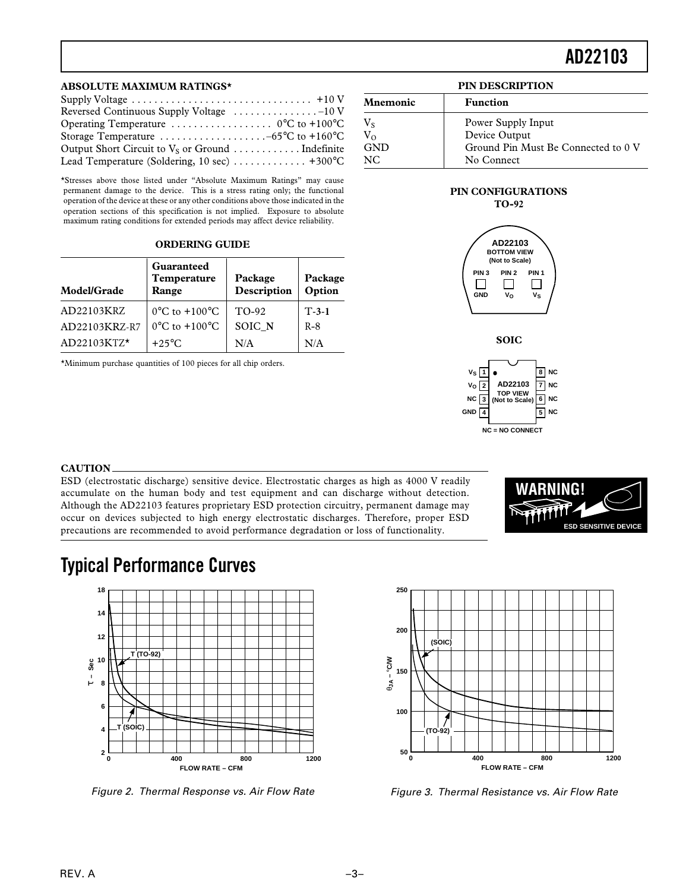## ABSOLUTE MAXIMUM RATINGS*

Supply Voltage . . . . . . . . . . . . . . . . . . . . . . . . . . . . . . . +10 V
Reversed Continuous Supply Voltage . . . . . . . . . . . . . . –10 V
Operating Temperature . . . . . . . . . . . . . . . . . 0°C to +100°C
Storage Temperature . . . . . . . . . . . . . . . . . . .–65°C to +160°C
Output Short Circuit to $V_S$ or Ground . . . . . . . . . . . Indefinite
Lead Temperature (Soldering, 10 sec) . . . . . . . . . . . . . +300°C

*Stresses above those listed under "Absolute Maximum Ratings" may cause permanent damage to the device. This is a stress rating only; the functional operation of the device at these or any other conditions above those indicated in the operation sections of this specification is not implied. Exposure to absolute maximum rating conditions for extended periods may affect device reliability.

## ORDERING GUIDE

| Model/Grade | Guaranteed Temperature Range | Package Description | Package Option |
|---|---|---|---|
| AD22103KRZ | 0°C to +100°C | TO-92 | T-3-1 |
| AD22103KRZ-R7 | 0°C to +100°C | SOIC_N | R-8 |
| AD22103KTZ* | +25°C | N/A | N/A |

*Minimum purchase quantities of 100 pieces for all chip orders.

## PIN DESCRIPTION

| Mnemonic | Function |
|---|---|
| $V_S$ | Power Supply Input |
| $V_O$ | Device Output |
| GND | Ground Pin Must Be Connected to 0 V |
| NC | No Connect |

## PIN CONFIGURATIONS

**TO-92**

AD22103 BOTTOM VIEW (Not to Scale): PIN 3 – GND, PIN 2 – $V_O$, PIN 1 – $V_S$

**SOIC**

AD22103 TOP VIEW (Not to Scale): 1 – $V_S$, 2 – $V_O$, 3 – NC, 4 – GND, 5 – NC, 6 – NC, 7 – NC, 8 – NC

NC = NO CONNECT

## CAUTION

ESD (electrostatic discharge) sensitive device. Electrostatic charges as high as 4000 V readily accumulate on the human body and test equipment and can discharge without detection. Although the AD22103 features proprietary ESD protection circuitry, permanent damage may occur on devices subjected to high energy electrostatic discharges. Therefore, proper ESD precautions are recommended to avoid performance degradation or loss of functionality.

WARNING! ESD SENSITIVE DEVICE

# Typical Performance Curves

*Figure 2. Thermal Response vs. Air Flow Rate*

*Figure 3. Thermal Resistance vs. Air Flow Rate*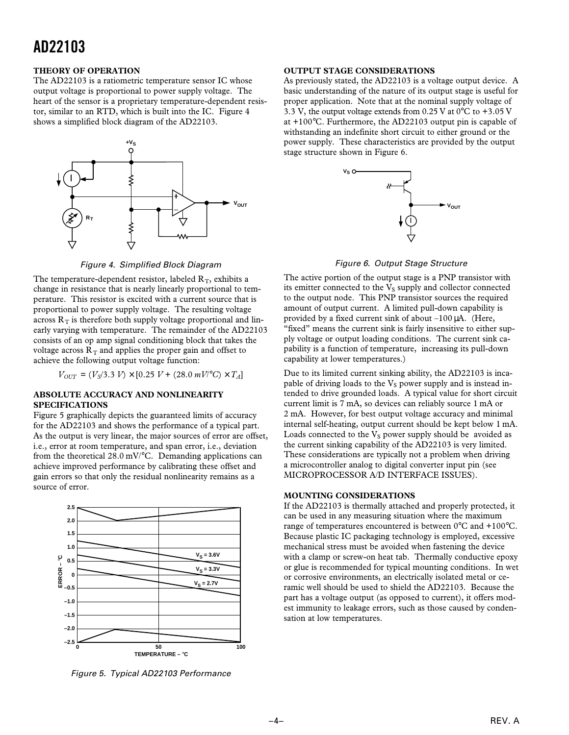## THEORY OF OPERATION

The AD22103 is a ratiometric temperature sensor IC whose output voltage is proportional to power supply voltage. The heart of the sensor is a proprietary temperature-dependent resistor, similar to an RTD, which is built into the IC. Figure 4 shows a simplified block diagram of the AD22103.

Figure 4. Simplified Block Diagram

The temperature-dependent resistor, labeled $R_T$, exhibits a change in resistance that is nearly linearly proportional to temperature. This resistor is excited with a current source that is proportional to power supply voltage. The resulting voltage across $R_T$ is therefore both supply voltage proportional and linearly varying with temperature. The remainder of the AD22103 consists of an op amp signal conditioning block that takes the voltage across $R_T$ and applies the proper gain and offset to achieve the following output voltage function:

$$V_{OUT} = (V_S/3.3\ V) \times [0.25\ V + (28.0\ mV/°C) \times T_A]$$

## ABSOLUTE ACCURACY AND NONLINEARITY SPECIFICATIONS

Figure 5 graphically depicts the guaranteed limits of accuracy for the AD22103 and shows the performance of a typical part. As the output is very linear, the major sources of error are offset, i.e., error at room temperature, and span error, i.e., deviation from the theoretical 28.0 mV/°C. Demanding applications can achieve improved performance by calibrating these offset and gain errors so that only the residual nonlinearity remains as a source of error.

Figure 5. Typical AD22103 Performance

## OUTPUT STAGE CONSIDERATIONS

As previously stated, the AD22103 is a voltage output device. A basic understanding of the nature of its output stage is useful for proper application. Note that at the nominal supply voltage of 3.3 V, the output voltage extends from 0.25 V at 0°C to +3.05 V at +100°C. Furthermore, the AD22103 output pin is capable of withstanding an indefinite short circuit to either ground or the power supply. These characteristics are provided by the output stage structure shown in Figure 6.

Figure 6. Output Stage Structure

The active portion of the output stage is a PNP transistor with its emitter connected to the $V_S$ supply and collector connected to the output node. This PNP transistor sources the required amount of output current. A limited pull-down capability is provided by a fixed current sink of about –100 µA. (Here, "fixed" means the current sink is fairly insensitive to either supply voltage or output loading conditions. The current sink capability is a function of temperature, increasing its pull-down capability at lower temperatures.)

Due to its limited current sinking ability, the AD22103 is incapable of driving loads to the $V_S$ power supply and is instead intended to drive grounded loads. A typical value for short circuit current limit is 7 mA, so devices can reliably source 1 mA or 2 mA. However, for best output voltage accuracy and minimal internal self-heating, output current should be kept below 1 mA. Loads connected to the $V_S$ power supply should be avoided as the current sinking capability of the AD22103 is very limited. These considerations are typically not a problem when driving a microcontroller analog to digital converter input pin (see MICROPROCESSOR A/D INTERFACE ISSUES).

## MOUNTING CONSIDERATIONS

If the AD22103 is thermally attached and properly protected, it can be used in any measuring situation where the maximum range of temperatures encountered is between 0°C and +100°C. Because plastic IC packaging technology is employed, excessive mechanical stress must be avoided when fastening the device with a clamp or screw-on heat tab. Thermally conductive epoxy or glue is recommended for typical mounting conditions. In wet or corrosive environments, an electrically isolated metal or ceramic well should be used to shield the AD22103. Because the part has a voltage output (as opposed to current), it offers modest immunity to leakage errors, such as those caused by condensation at low temperatures.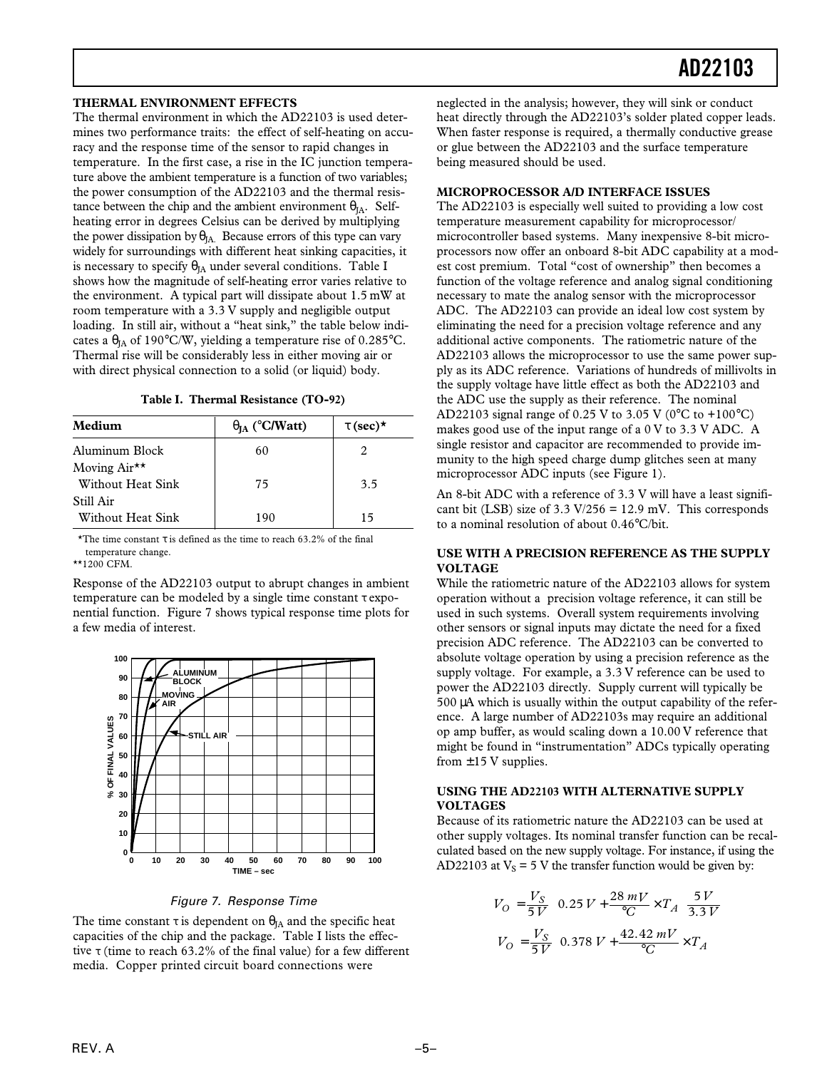## THERMAL ENVIRONMENT EFFECTS

The thermal environment in which the AD22103 is used determines two performance traits: the effect of self-heating on accuracy and the response time of the sensor to rapid changes in temperature. In the first case, a rise in the IC junction temperature above the ambient temperature is a function of two variables; the power consumption of the AD22103 and the thermal resistance between the chip and the ambient environment $\theta_{JA}$. Self-heating error in degrees Celsius can be derived by multiplying the power dissipation by $\theta_{JA}$. Because errors of this type can vary widely for surroundings with different heat sinking capacities, it is necessary to specify $\theta_{JA}$ under several conditions. Table I shows how the magnitude of self-heating error varies relative to the environment. A typical part will dissipate about 1.5 mW at room temperature with a 3.3 V supply and negligible output loading. In still air, without a "heat sink," the table below indicates a $\theta_{JA}$ of 190°C/W, yielding a temperature rise of 0.285°C. Thermal rise will be considerably less in either moving air or with direct physical connection to a solid (or liquid) body.

**Table I. Thermal Resistance (TO-92)**

| Medium | $\theta_{JA}$ (°C/Watt) | $\tau$ (sec)* |
|---|---|---|
| Aluminum Block | 60 | 2 |
| Moving Air** | | |
| Without Heat Sink | 75 | 3.5 |
| Still Air | | |
| Without Heat Sink | 190 | 15 |

*The time constant $\tau$ is defined as the time to reach 63.2% of the final temperature change.
**1200 CFM.

Response of the AD22103 output to abrupt changes in ambient temperature can be modeled by a single time constant $\tau$ exponential function. Figure 7 shows typical response time plots for a few media of interest.

*Figure 7. Response Time*

The time constant $\tau$ is dependent on $\theta_{JA}$ and the specific heat capacities of the chip and the package. Table I lists the effective $\tau$ (time to reach 63.2% of the final value) for a few different media. Copper printed circuit board connections were neglected in the analysis; however, they will sink or conduct heat directly through the AD22103's solder plated copper leads. When faster response is required, a thermally conductive grease or glue between the AD22103 and the surface temperature being measured should be used.

## MICROPROCESSOR A/D INTERFACE ISSUES

The AD22103 is especially well suited to providing a low cost temperature measurement capability for microprocessor/microcontroller based systems. Many inexpensive 8-bit microprocessors now offer an onboard 8-bit ADC capability at a modest cost premium. Total "cost of ownership" then becomes a function of the voltage reference and analog signal conditioning necessary to mate the analog sensor with the microprocessor ADC. The AD22103 can provide an ideal low cost system by eliminating the need for a precision voltage reference and any additional active components. The ratiometric nature of the AD22103 allows the microprocessor to use the same power supply as its ADC reference. Variations of hundreds of millivolts in the supply voltage have little effect as both the AD22103 and the ADC use the supply as their reference. The nominal AD22103 signal range of 0.25 V to 3.05 V (0°C to +100°C) makes good use of the input range of a 0 V to 3.3 V ADC. A single resistor and capacitor are recommended to provide immunity to the high speed charge dump glitches seen at many microprocessor ADC inputs (see Figure 1).

An 8-bit ADC with a reference of 3.3 V will have a least significant bit (LSB) size of 3.3 V/256 = 12.9 mV. This corresponds to a nominal resolution of about 0.46°C/bit.

## USE WITH A PRECISION REFERENCE AS THE SUPPLY VOLTAGE

While the ratiometric nature of the AD22103 allows for system operation without a precision voltage reference, it can still be used in such systems. Overall system requirements involving other sensors or signal inputs may dictate the need for a fixed precision ADC reference. The AD22103 can be converted to absolute voltage operation by using a precision reference as the supply voltage. For example, a 3.3 V reference can be used to power the AD22103 directly. Supply current will typically be 500 µA which is usually within the output capability of the reference. A large number of AD22103s may require an additional op amp buffer, as would scaling down a 10.00 V reference that might be found in "instrumentation" ADCs typically operating from ±15 V supplies.

## USING THE AD22103 WITH ALTERNATIVE SUPPLY VOLTAGES

Because of its ratiometric nature the AD22103 can be used at other supply voltages. Its nominal transfer function can be recalculated based on the new supply voltage. For instance, if using the AD22103 at $V_S$ = 5 V the transfer function would be given by:

$$V_O = \frac{V_S}{5\,V}\left(0.25\,V + \frac{28\,mV}{°C} \times T_A\right)\left(\frac{5\,V}{3.3\,V}\right)$$

$$V_O = \frac{V_S}{5\,V}\left(0.378\,V + \frac{42.42\,mV}{°C} \times T_A\right)$$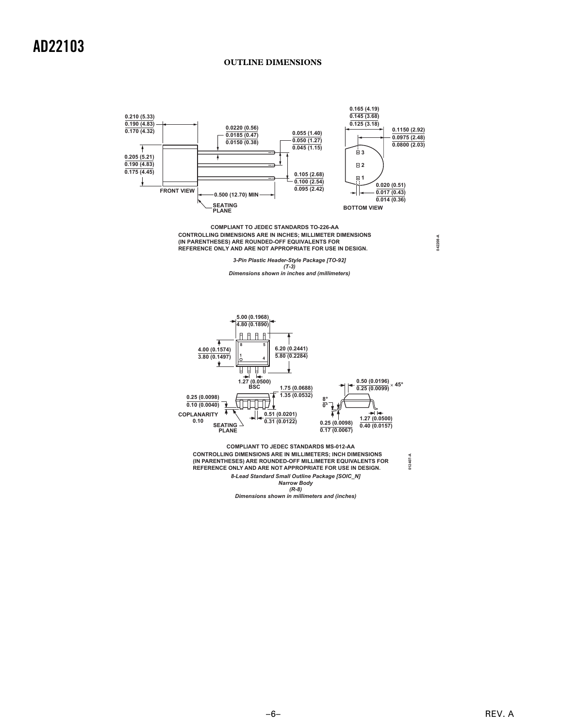## OUTLINE DIMENSIONS

0.210 (5.33)
0.190 (4.83)
0.170 (4.32)

0.0220 (0.56)
0.0185 (0.47)
0.0150 (0.38)

0.055 (1.40)
0.050 (1.27)
0.045 (1.15)

0.165 (4.19)
0.145 (3.68)
0.125 (3.18)

0.1150 (2.92)
0.0975 (2.48)
0.0800 (2.03)

0.205 (5.21)
0.190 (4.83)
0.175 (4.45)

0.105 (2.68)
0.100 (2.54)
0.095 (2.42)

0.020 (0.51)
0.017 (0.43)
0.014 (0.36)

FRONT VIEW

0.500 (12.70) MIN

SEATING PLANE

BOTTOM VIEW

COMPLIANT TO JEDEC STANDARDS TO-226-AA
CONTROLLING DIMENSIONS ARE IN INCHES; MILLIMETER DIMENSIONS (IN PARENTHESES) ARE ROUNDED-OFF EQUIVALENTS FOR REFERENCE ONLY AND ARE NOT APPROPRIATE FOR USE IN DESIGN.

042208-A

*3-Pin Plastic Header-Style Package [TO-92]*
*(T-3)*
*Dimensions shown in inches and (millimeters)*

5.00 (0.1968)
4.80 (0.1890)

4.00 (0.1574)
3.80 (0.1497)

6.20 (0.2441)
5.80 (0.2284)

1.27 (0.0500) BSC

1.75 (0.0688)
1.35 (0.0532)

0.50 (0.0196)
0.25 (0.0099) × 45°

0.25 (0.0098)
0.10 (0.0040)

8°
0°

COPLANARITY 0.10

SEATING PLANE

0.51 (0.0201)
0.31 (0.0122)

0.25 (0.0098)
0.17 (0.0067)

1.27 (0.0500)
0.40 (0.0157)

COMPLIANT TO JEDEC STANDARDS MS-012-AA
CONTROLLING DIMENSIONS ARE IN MILLIMETERS; INCH DIMENSIONS (IN PARENTHESES) ARE ROUNDED-OFF MILLIMETER EQUIVALENTS FOR REFERENCE ONLY AND ARE NOT APPROPRIATE FOR USE IN DESIGN.

012407-A

*8-Lead Standard Small Outline Package [SOIC_N]*
*Narrow Body*
*(R-8)*
*Dimensions shown in millimeters and (inches)*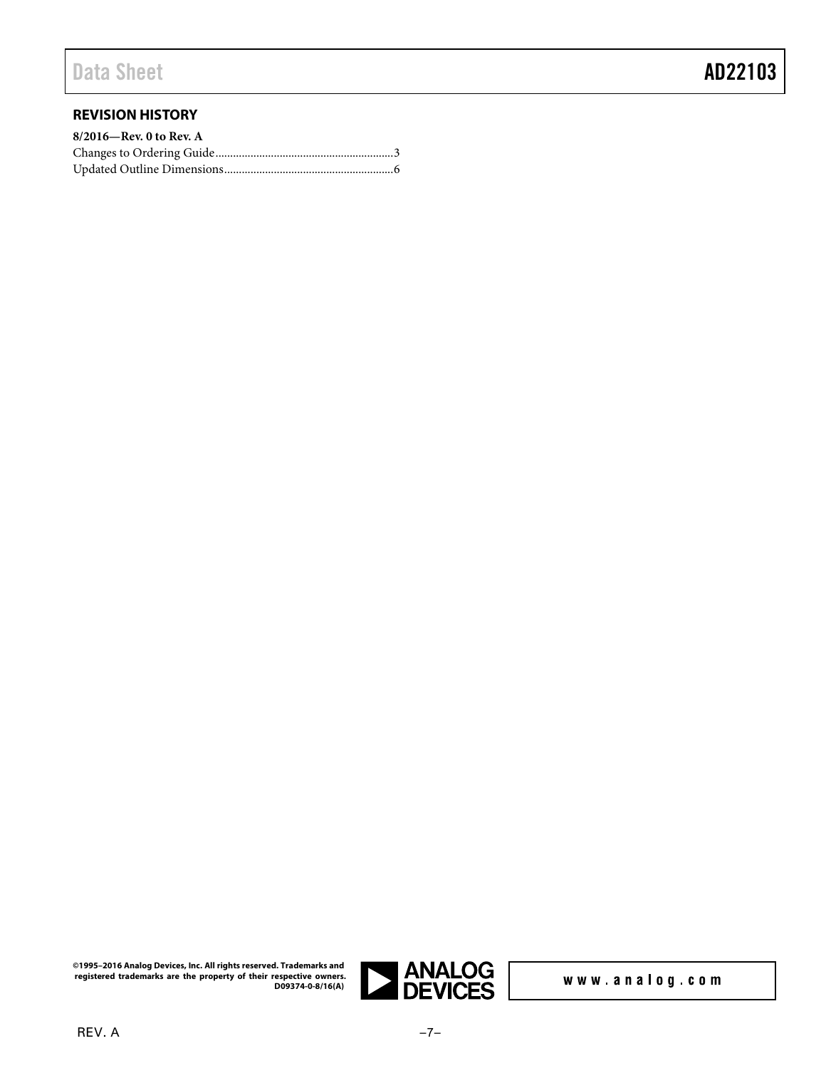## REVISION HISTORY

**8/2016—Rev. 0 to Rev. A**

Changes to Ordering Guide............................................................3
Updated Outline Dimensions.........................................................6

©1995–2016 Analog Devices, Inc. All rights reserved. Trademarks and registered trademarks are the property of their respective owners.
D09374-0-8/16(A)

www.analog.com